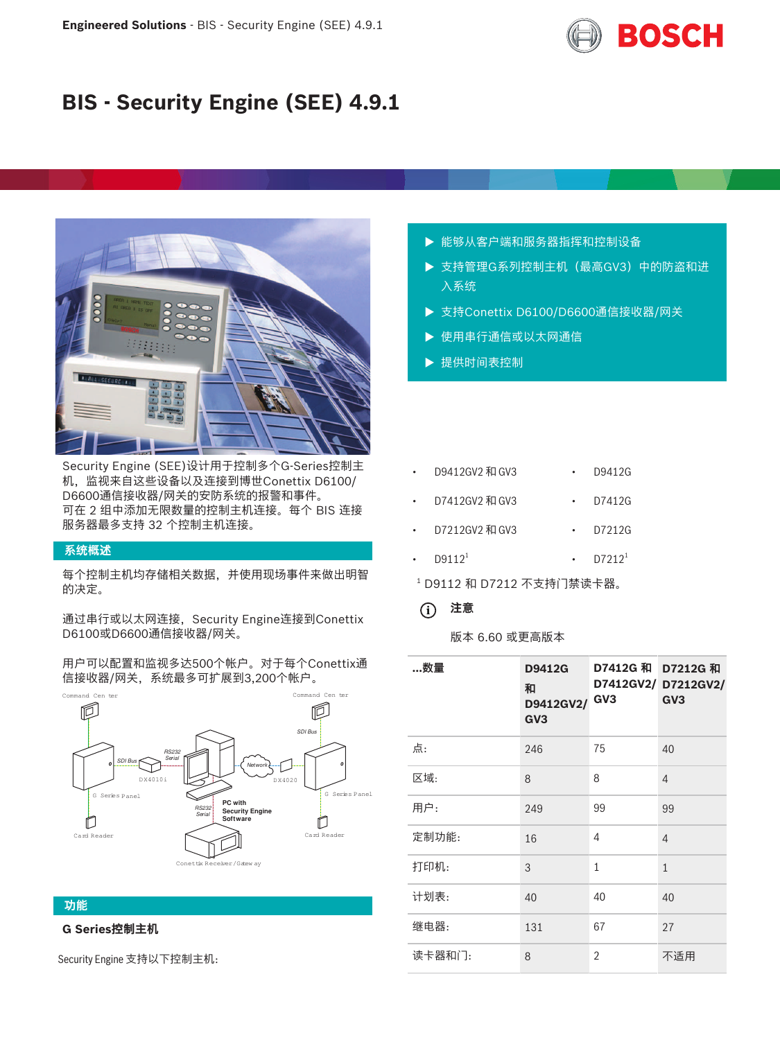# BIS - Security Engine (SEE) 4.9.1

- 能够从客户端和服务器指挥和控制设备
- 支持管理G系列控制主机（最高GV3）中的防盗和进入系统
- 支持Conettix D6100/D6600通信接收器/网关
- 使用串行通信或以太网通信
- 提供时间表控制

Security Engine (SEE)设计用于控制多个G-Series控制主机，监视来自这些设备以及连接到博世Conettix D6100/D6600通信接收器/网关的安防系统的报警和事件。
可在 2 组中添加无限数量的控制主机连接。每个 BIS 连接服务器最多支持 32 个控制主机连接。

## 系统概述

每个控制主机均存储相关数据，并使用现场事件来做出明智的决定。

通过串行或以太网连接，Security Engine连接到Conettix D6100或D6600通信接收器/网关。

用户可以配置和监视多达500个帐户。对于每个Conettix通信接收器/网关，系统最多可扩展到3,200个帐户。

## 功能

### G Series控制主机

Security Engine 支持以下控制主机：

- D9412GV2 和 GV3
- D9412G
- D7412GV2 和 GV3
- D7412G
- D7212GV2 和 GV3
- D7212G
- D9112[1]
- D7212[1]

[1] D9112 和 D7212 不支持门禁读卡器。

**注意**

版本 6.60 或更高版本

| ...数量 | D9412G 和 D9412GV2/GV3 | D7412G 和 D7412GV2/GV3 | D7212G 和 D7212GV2/GV3 |
|---|---|---|---|
| 点: | 246 | 75 | 40 |
| 区域: | 8 | 8 | 4 |
| 用户: | 249 | 99 | 99 |
| 定制功能: | 16 | 4 | 4 |
| 打印机: | 3 | 1 | 1 |
| 计划表: | 40 | 40 | 40 |
| 继电器: | 131 | 67 | 27 |
| 读卡器和门: | 8 | 2 | 不适用 |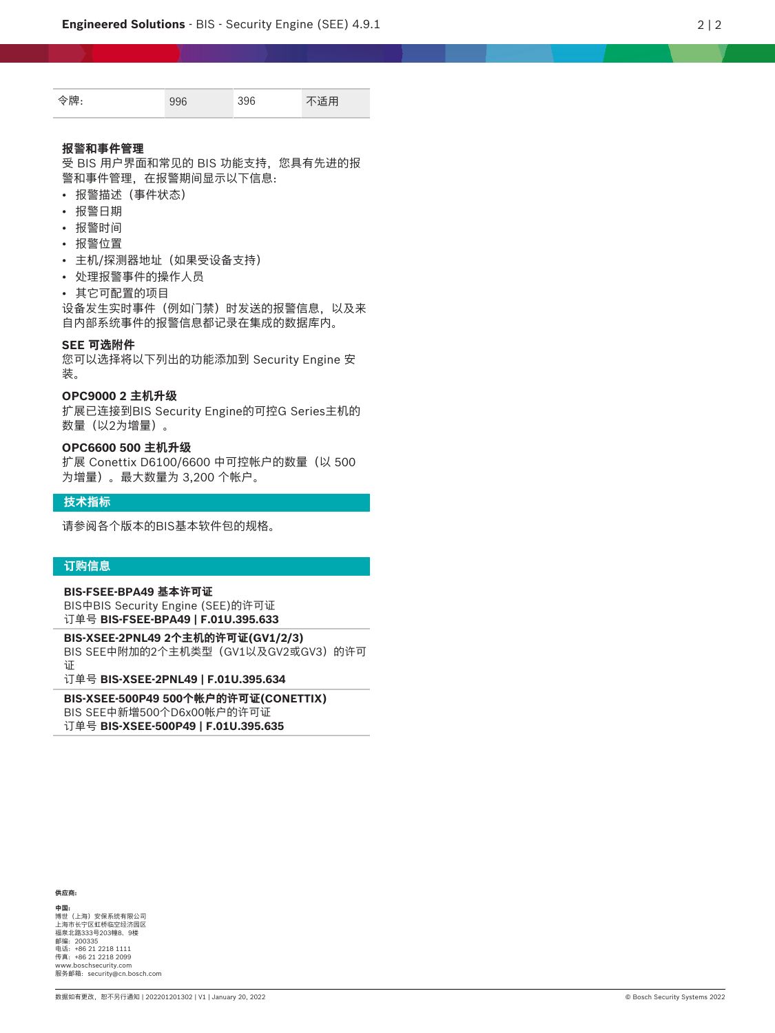| | | | |
|---|---|---|---|
| 令牌: | 996 | 396 | 不适用 |

### 报警和事件管理

受 BIS 用户界面和常见的 BIS 功能支持，您具有先进的报警和事件管理，在报警期间显示以下信息：

- 报警描述（事件状态）
- 报警日期
- 报警时间
- 报警位置
- 主机/探测器地址（如果受设备支持）
- 处理报警事件的操作人员
- 其它可配置的项目

设备发生实时事件（例如门禁）时发送的报警信息，以及来自内部系统事件的报警信息都记录在集成的数据库内。

### SEE 可选附件

您可以选择将以下列出的功能添加到 Security Engine 安装。

### OPC9000 2 主机升级

扩展已连接到BIS Security Engine的可控G Series主机的数量（以2为增量）。

### OPC6600 500 主机升级

扩展 Conettix D6100/6600 中可控帐户的数量（以 500 为增量）。最大数量为 3,200 个帐户。

## 技术指标

请参阅各个版本的BIS基本软件包的规格。

## 订购信息

**BIS-FSEE-BPA49 基本许可证**
BIS中BIS Security Engine (SEE)的许可证
订单号 **BIS-FSEE-BPA49 | F.01U.395.633**

**BIS-XSEE-2PNL49 2个主机的许可证(GV1/2/3)**
BIS SEE中附加的2个主机类型（GV1以及GV2或GV3）的许可证
订单号 **BIS-XSEE-2PNL49 | F.01U.395.634**

**BIS-XSEE-500P49 500个帐户的许可证(CONETTIX)**
BIS SEE中新增500个D6x00帐户的许可证
订单号 **BIS-XSEE-500P49 | F.01U.395.635**

**供应商:**

**中国:**
博世（上海）安保系统有限公司
上海市长宁区虹桥临空经济园区
福泉北路333号203幢8、9楼
邮编：200335
电话：+86 21 2218 1111
传真：+86 21 2218 2099
www.boschsecurity.com
服务邮箱：security@cn.bosch.com

数据如有更改，恕不另行通知 | 202201201302 | V1 | January 20, 2022

© Bosch Security Systems 2022